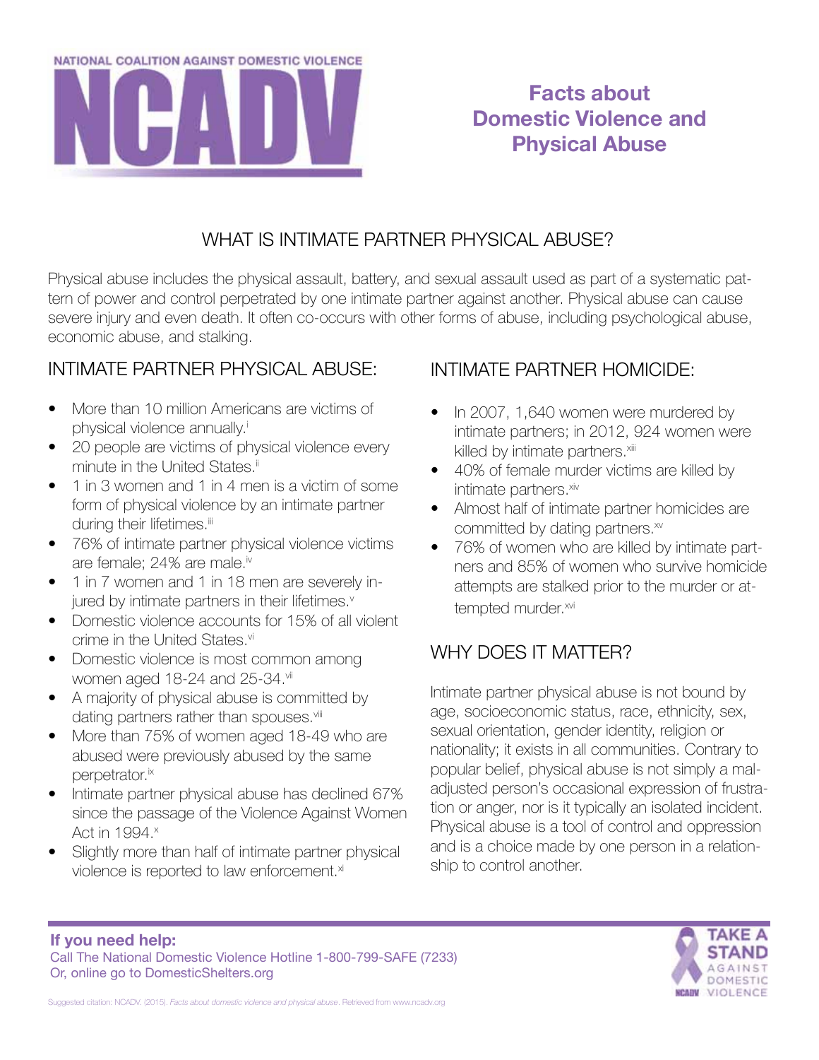NATIONAL COALITION AGAINST DOMESTIC VIOLENCE

NCADV

# Facts about Domestic Violence and Physical Abuse

## WHAT IS INTIMATE PARTNER PHYSICAL ABUSE?

Physical abuse includes the physical assault, battery, and sexual assault used as part of a systematic pattern of power and control perpetrated by one intimate partner against another. Physical abuse can cause severe injury and even death. It often co-occurs with other forms of abuse, including psychological abuse, economic abuse, and stalking.

## INTIMATE PARTNER PHYSICAL ABUSE:

- More than 10 million Americans are victims of physical violence annually.[i]
- 20 people are victims of physical violence every minute in the United States.[ii]
- 1 in 3 women and 1 in 4 men is a victim of some form of physical violence by an intimate partner during their lifetimes.[iii]
- 76% of intimate partner physical violence victims are female; 24% are male.[iv]
- 1 in 7 women and 1 in 18 men are severely injured by intimate partners in their lifetimes.[v]
- Domestic violence accounts for 15% of all violent crime in the United States.[vi]
- Domestic violence is most common among women aged 18-24 and 25-34.[vii]
- A majority of physical abuse is committed by dating partners rather than spouses.[viii]
- More than 75% of women aged 18-49 who are abused were previously abused by the same perpetrator.[ix]
- Intimate partner physical abuse has declined 67% since the passage of the Violence Against Women Act in 1994.[x]
- Slightly more than half of intimate partner physical violence is reported to law enforcement.[xi]

## INTIMATE PARTNER HOMICIDE:

- In 2007, 1,640 women were murdered by intimate partners; in 2012, 924 women were killed by intimate partners.[xiii]
- 40% of female murder victims are killed by intimate partners.[xiv]
- Almost half of intimate partner homicides are committed by dating partners.[xv]
- 76% of women who are killed by intimate partners and 85% of women who survive homicide attempts are stalked prior to the murder or attempted murder.[xvi]

## WHY DOES IT MATTER?

Intimate partner physical abuse is not bound by age, socioeconomic status, race, ethnicity, sex, sexual orientation, gender identity, religion or nationality; it exists in all communities. Contrary to popular belief, physical abuse is not simply a maladjusted person's occasional expression of frustration or anger, nor is it typically an isolated incident. Physical abuse is a tool of control and oppression and is a choice made by one person in a relationship to control another.

**If you need help:**
Call The National Domestic Violence Hotline 1-800-799-SAFE (7233)
Or, online go to DomesticShelters.org

TAKE A STAND AGAINST DOMESTIC VIOLENCE

Suggested citation: NCADV. (2015). *Facts about domestic violence and physical abuse*. Retrieved from www.ncadv.org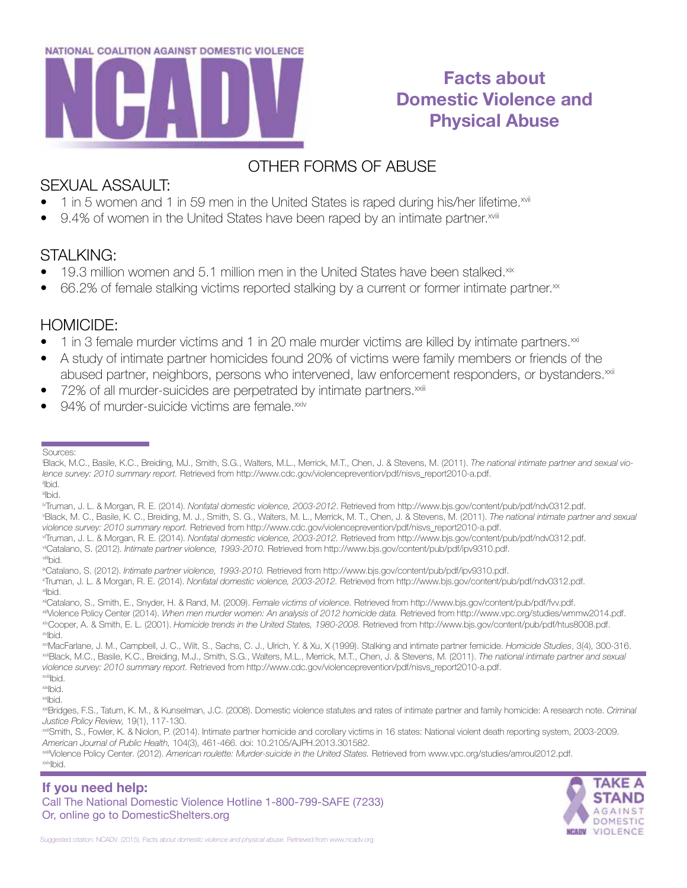NATIONAL COALITION AGAINST DOMESTIC VIOLENCE

NCADV

# Facts about Domestic Violence and Physical Abuse

## OTHER FORMS OF ABUSE

### SEXUAL ASSAULT:

- 1 in 5 women and 1 in 59 men in the United States is raped during his/her lifetime.[xvii]
- 9.4% of women in the United States have been raped by an intimate partner.[xviii]

### STALKING:

- 19.3 million women and 5.1 million men in the United States have been stalked.[xix]
- 66.2% of female stalking victims reported stalking by a current or former intimate partner.[xx]

### HOMICIDE:

- 1 in 3 female murder victims and 1 in 20 male murder victims are killed by intimate partners.[xxi]
- A study of intimate partner homicides found 20% of victims were family members or friends of the abused partner, neighbors, persons who intervened, law enforcement responders, or bystanders.[xxii]
- 72% of all murder-suicides are perpetrated by intimate partners.[xxiii]
- 94% of murder-suicide victims are female.[xxiv]

Sources:

[i]Black, M.C., Basile, K.C., Breiding, MJ., Smith, S.G., Walters, M.L., Merrick, M.T., Chen, J. & Stevens, M. (2011). *The national intimate partner and sexual violence survey: 2010 summary report.* Retrieved from http://www.cdc.gov/violenceprevention/pdf/nisvs_report2010-a.pdf.

[ii]Ibid.

[iii]Ibid.

[iv]Truman, J. L. & Morgan, R. E. (2014). *Nonfatal domestic violence, 2003-2012*. Retrieved from http://www.bjs.gov/content/pub/pdf/ndv0312.pdf.

[v]Black, M. C., Basile, K. C., Breiding, M. J., Smith, S. G., Walters, M. L., Merrick, M. T., Chen, J. & Stevens, M. (2011). *The national intimate partner and sexual violence survey: 2010 summary report.* Retrieved from http://www.cdc.gov/violenceprevention/pdf/nisvs_report2010-a.pdf.

[vi]Truman, J. L. & Morgan, R. E. (2014). *Nonfatal domestic violence, 2003-2012.* Retrieved from http://www.bjs.gov/content/pub/pdf/ndv0312.pdf.

[vii]Catalano, S. (2012). *Intimate partner violence, 1993-2010.* Retrieved from http://www.bjs.gov/content/pub/pdf/ipv9310.pdf.

[viii]Ibid.

[ix]Catalano, S. (2012). *Intimate partner violence, 1993-2010.* Retrieved from http://www.bjs.gov/content/pub/pdf/ipv9310.pdf.

[x]Truman, J. L. & Morgan, R. E. (2014). *Nonfatal domestic violence, 2003-2012.* Retrieved from http://www.bjs.gov/content/pub/pdf/ndv0312.pdf.

[xi]Ibid.

[xii]Catalano, S., Smith, E., Snyder, H. & Rand, M. (2009). *Female victims of violence.* Retrieved from http://www.bjs.gov/content/pub/pdf/fvv.pdf.

[xiii]Violence Policy Center (2014). *When men murder women: An analysis of 2012 homicide data.* Retrieved from http://www.vpc.org/studies/wmmw2014.pdf.

[xiv]Cooper, A. & Smith, E. L. (2001). *Homicide trends in the United States, 1980-2008.* Retrieved from http://www.bjs.gov/content/pub/pdf/htus8008.pdf.

[xv]Ibid.

[xvi]MacFarlane, J. M., Campbell, J. C., Wilt, S., Sachs, C. J., Ulrich, Y. & Xu, X (1999). Stalking and intimate partner femicide. *Homicide Studies*, 3(4), 300-316.

[xvii]Black, M.C., Basile, K.C., Breiding, M.J., Smith, S.G., Walters, M.L., Merrick, M.T., Chen, J. & Stevens, M. (2011). *The national intimate partner and sexual violence survey: 2010 summary report.* Retrieved from http://www.cdc.gov/violenceprevention/pdf/nisvs_report2010-a.pdf.

[xviii]Ibid.

[xix]Ibid.

[xx]Ibid.

[xxi]Bridges, F.S., Tatum, K. M., & Kunselman, J.C. (2008). Domestic violence statutes and rates of intimate partner and family homicide: A research note. *Criminal Justice Policy Review,* 19(1), 117-130.

[xxii]Smith, S., Fowler, K. & Niolon, P. (2014). Intimate partner homicide and corollary victims in 16 states: National violent death reporting system, 2003-2009. *American Journal of Public Health,* 104(3), 461-466. doi: 10.2105/AJPH.2013.301582.

[xxiii]Violence Policy Center. (2012). *American roulette: Murder-suicide in the United States.* Retrieved from www.vpc.org/studies/amroul2012.pdf.

[xxiv]Ibid.

**If you need help:**

Call The National Domestic Violence Hotline 1-800-799-SAFE (7233)
Or, online go to DomesticShelters.org

TAKE A STAND AGAINST DOMESTIC VIOLENCE

Suggested citation: NCADV. (2015). Facts about *domestic violence and physical abuse*. Retrieved from www.ncadv.org